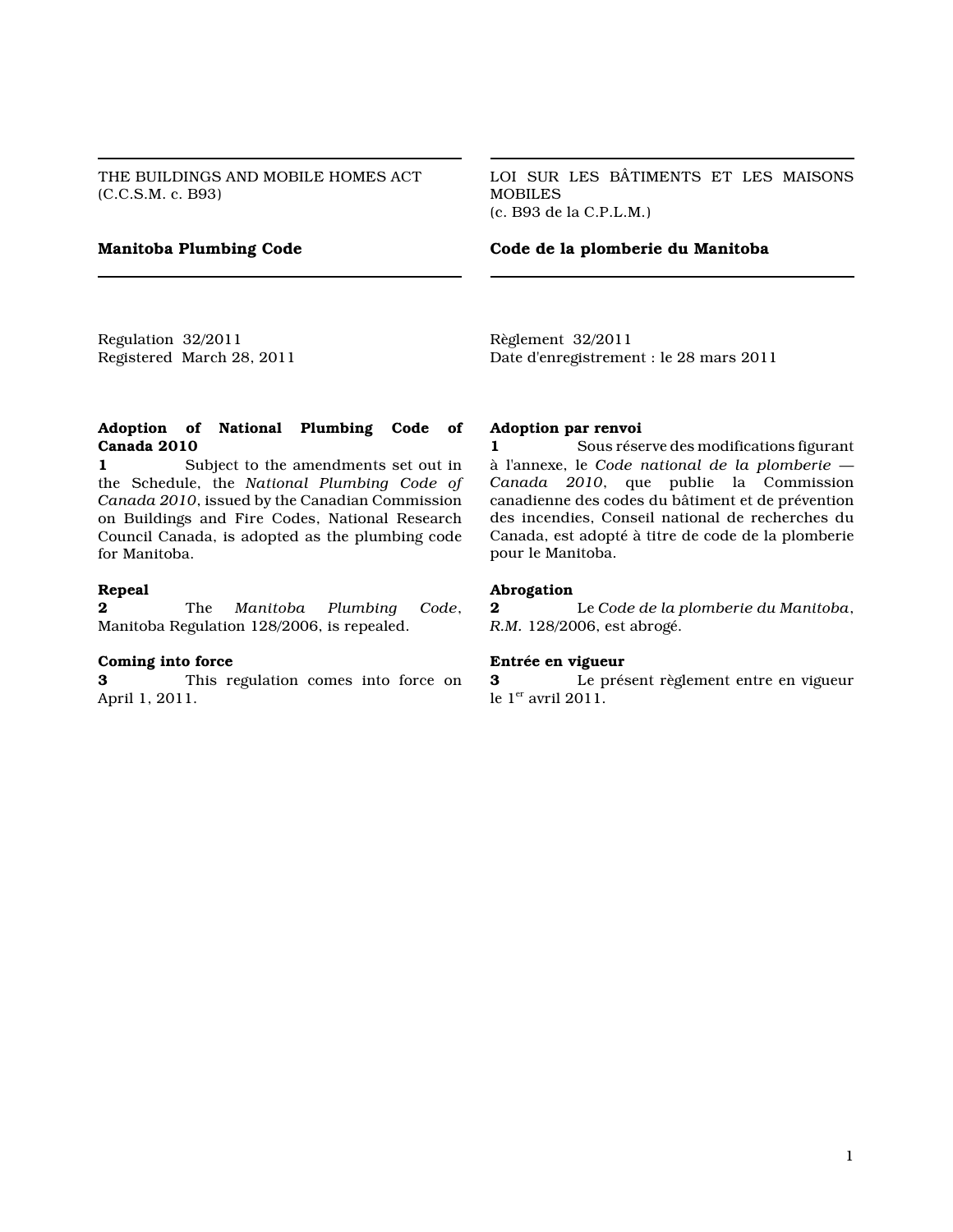THE BUILDINGS AND MOBILE HOMES ACT
(C.C.S.M. c. B93)

## Manitoba Plumbing Code

Regulation 32/2011
Registered March 28, 2011

**Adoption of National Plumbing Code of Canada 2010**

**1** Subject to the amendments set out in the Schedule, the *National Plumbing Code of Canada 2010*, issued by the Canadian Commission on Buildings and Fire Codes, National Research Council Canada, is adopted as the plumbing code for Manitoba.

**Repeal**

**2** The *Manitoba Plumbing Code*, Manitoba Regulation 128/2006, is repealed.

**Coming into force**

**3** This regulation comes into force on April 1, 2011.

LOI SUR LES BÂTIMENTS ET LES MAISONS MOBILES
(c. B93 de la C.P.L.M.)

## Code de la plomberie du Manitoba

Règlement 32/2011
Date d'enregistrement : le 28 mars 2011

**Adoption par renvoi**

**1** Sous réserve des modifications figurant à l'annexe, le *Code national de la plomberie — Canada 2010*, que publie la Commission canadienne des codes du bâtiment et de prévention des incendies, Conseil national de recherches du Canada, est adopté à titre de code de la plomberie pour le Manitoba.

**Abrogation**

**2** Le *Code de la plomberie du Manitoba*, *R.M.* 128/2006, est abrogé.

**Entrée en vigueur**

**3** Le présent règlement entre en vigueur le 1er avril 2011.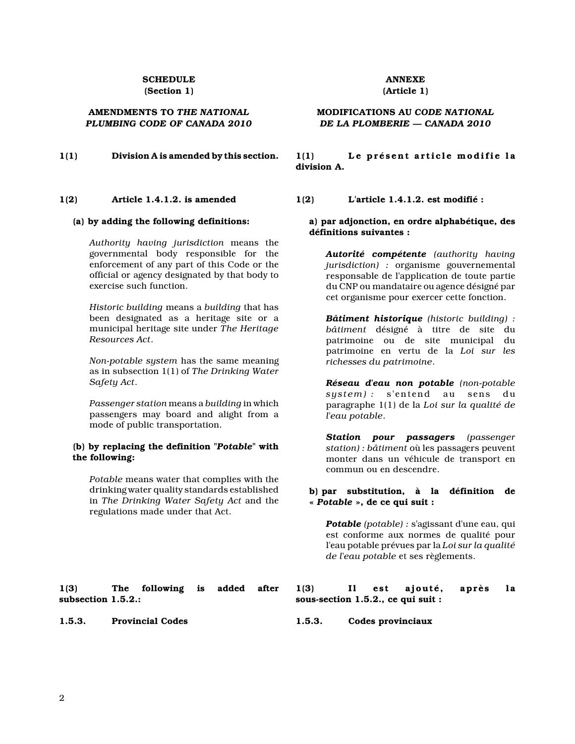**SCHEDULE**
**(Section 1)**

**AMENDMENTS TO *THE NATIONAL PLUMBING CODE OF CANADA 2010***

**1(1) Division A is amended by this section.**

**1(2) Article 1.4.1.2. is amended**

**(a) by adding the following definitions:**

*Authority having jurisdiction* means the governmental body responsible for the enforcement of any part of this Code or the official or agency designated by that body to exercise such function.

*Historic building* means a *building* that has been designated as a heritage site or a municipal heritage site under *The Heritage Resources Act*.

*Non-potable system* has the same meaning as in subsection 1(1) of *The Drinking Water Safety Act*.

*Passenger station* means a *building* in which passengers may board and alight from a mode of public transportation.

**(b) by replacing the definition "*Potable*" with the following:**

*Potable* means water that complies with the drinking water quality standards established in *The Drinking Water Safety Act* and the regulations made under that Act.

**1(3) The following is added after subsection 1.5.2.:**

**1.5.3. Provincial Codes**

**ANNEXE**
**(Article 1)**

**MODIFICATIONS AU *CODE NATIONAL DE LA PLOMBERIE — CANADA 2010***

**1(1) Le présent article modifie la division A.**

**1(2) L'article 1.4.1.2. est modifié :**

**a) par adjonction, en ordre alphabétique, des définitions suivantes :**

***Autorité compétente*** *(authority having jurisdiction) :* organisme gouvernemental responsable de l'application de toute partie du CNP ou mandataire ou agence désigné par cet organisme pour exercer cette fonction.

***Bâtiment historique*** *(historic building) : bâtiment* désigné à titre de site du patrimoine ou de site municipal du patrimoine en vertu de la *Loi sur les richesses du patrimoine*.

***Réseau d'eau non potable*** *(non-potable system) :* s'entend au sens du paragraphe 1(1) de la *Loi sur la qualité de l'eau potable*.

***Station pour passagers*** *(passenger station) : bâtiment* où les passagers peuvent monter dans un véhicule de transport en commun ou en descendre.

**b) par substitution, à la définition de « *Potable* », de ce qui suit :**

***Potable*** *(potable) :* s'agissant d'une eau, qui est conforme aux normes de qualité pour l'eau potable prévues par la *Loi sur la qualité de l'eau potable* et ses règlements.

**1(3) Il est ajouté, après la sous-section 1.5.2., ce qui suit :**

**1.5.3. Codes provinciaux**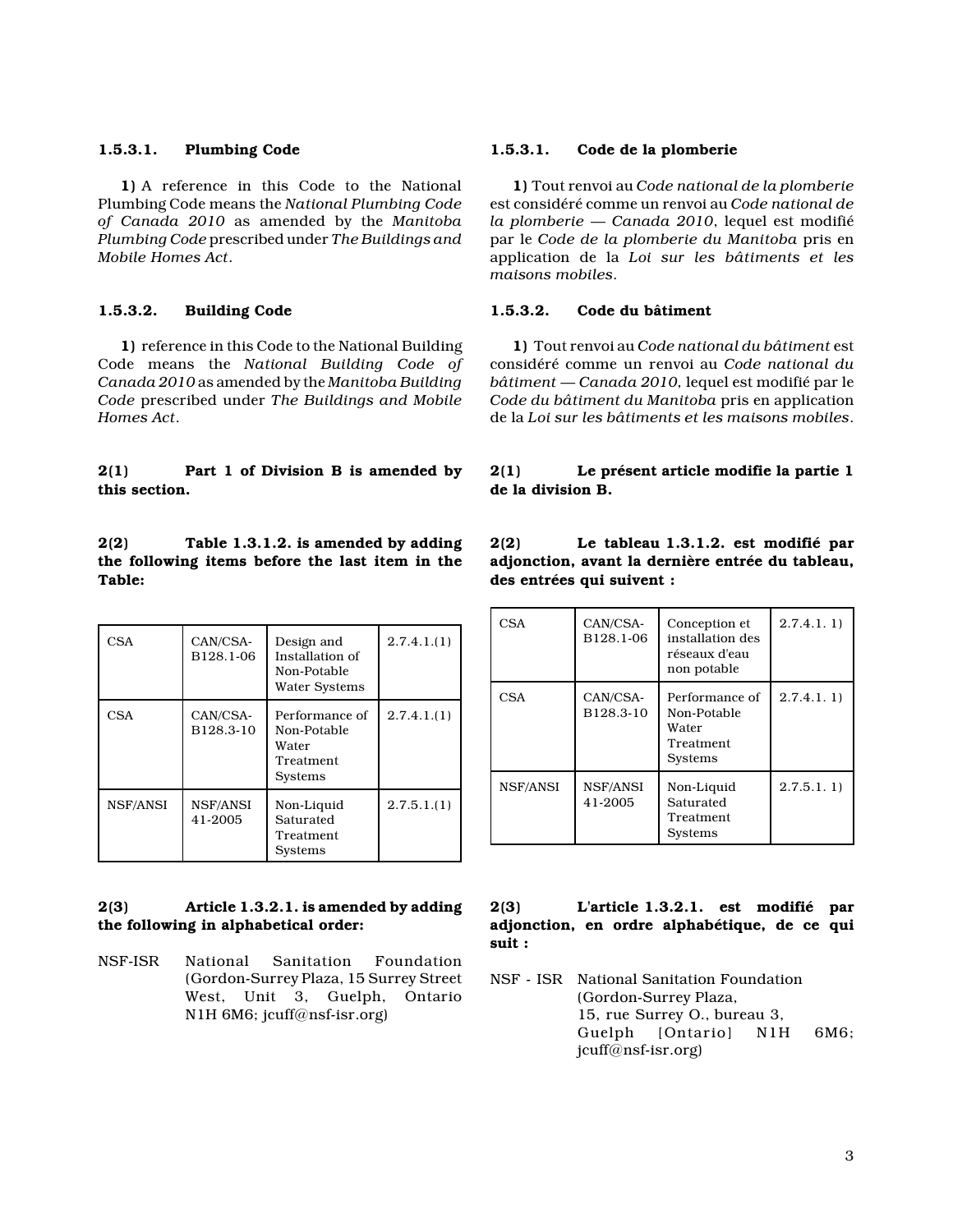### 1.5.3.1. Plumbing Code

**1)** A reference in this Code to the National Plumbing Code means the *National Plumbing Code of Canada 2010* as amended by the *Manitoba Plumbing Code* prescribed under *The Buildings and Mobile Homes Act*.

### 1.5.3.2. Building Code

**1)** reference in this Code to the National Building Code means the *National Building Code of Canada 2010* as amended by the *Manitoba Building Code* prescribed under *The Buildings and Mobile Homes Act*.

**2(1) Part 1 of Division B is amended by this section.**

**2(2) Table 1.3.1.2. is amended by adding the following items before the last item in the Table:**

| CSA | CAN/CSA-B128.1-06 | Design and Installation of Non-Potable Water Systems | 2.7.4.1.(1) |
|---|---|---|---|
| CSA | CAN/CSA-B128.3-10 | Performance of Non-Potable Water Treatment Systems | 2.7.4.1.(1) |
| NSF/ANSI | NSF/ANSI 41-2005 | Non-Liquid Saturated Treatment Systems | 2.7.5.1.(1) |

**2(3) Article 1.3.2.1. is amended by adding the following in alphabetical order:**

NSF-ISR National Sanitation Foundation (Gordon-Surrey Plaza, 15 Surrey Street West, Unit 3, Guelph, Ontario N1H 6M6; jcuff@nsf-isr.org)

### 1.5.3.1. Code de la plomberie

**1)** Tout renvoi au *Code national de la plomberie* est considéré comme un renvoi au *Code national de la plomberie — Canada 2010*, lequel est modifié par le *Code de la plomberie du Manitoba* pris en application de la *Loi sur les bâtiments et les maisons mobiles*.

### 1.5.3.2. Code du bâtiment

**1)** Tout renvoi au *Code national du bâtiment* est considéré comme un renvoi au *Code national du bâtiment — Canada 2010*, lequel est modifié par le *Code du bâtiment du Manitoba* pris en application de la *Loi sur les bâtiments et les maisons mobiles*.

**2(1) Le présent article modifie la partie 1 de la division B.**

**2(2) Le tableau 1.3.1.2. est modifié par adjonction, avant la dernière entrée du tableau, des entrées qui suivent :**

| CSA | CAN/CSA-B128.1-06 | Conception et installation des réseaux d'eau non potable | 2.7.4.1. 1) |
|---|---|---|---|
| CSA | CAN/CSA-B128.3-10 | Performance of Non-Potable Water Treatment Systems | 2.7.4.1. 1) |
| NSF/ANSI | NSF/ANSI 41-2005 | Non-Liquid Saturated Treatment Systems | 2.7.5.1. 1) |

**2(3) L'article 1.3.2.1. est modifié par adjonction, en ordre alphabétique, de ce qui suit :**

NSF - ISR National Sanitation Foundation (Gordon-Surrey Plaza, 15, rue Surrey O., bureau 3, Guelph [Ontario] N1H 6M6; jcuff@nsf-isr.org)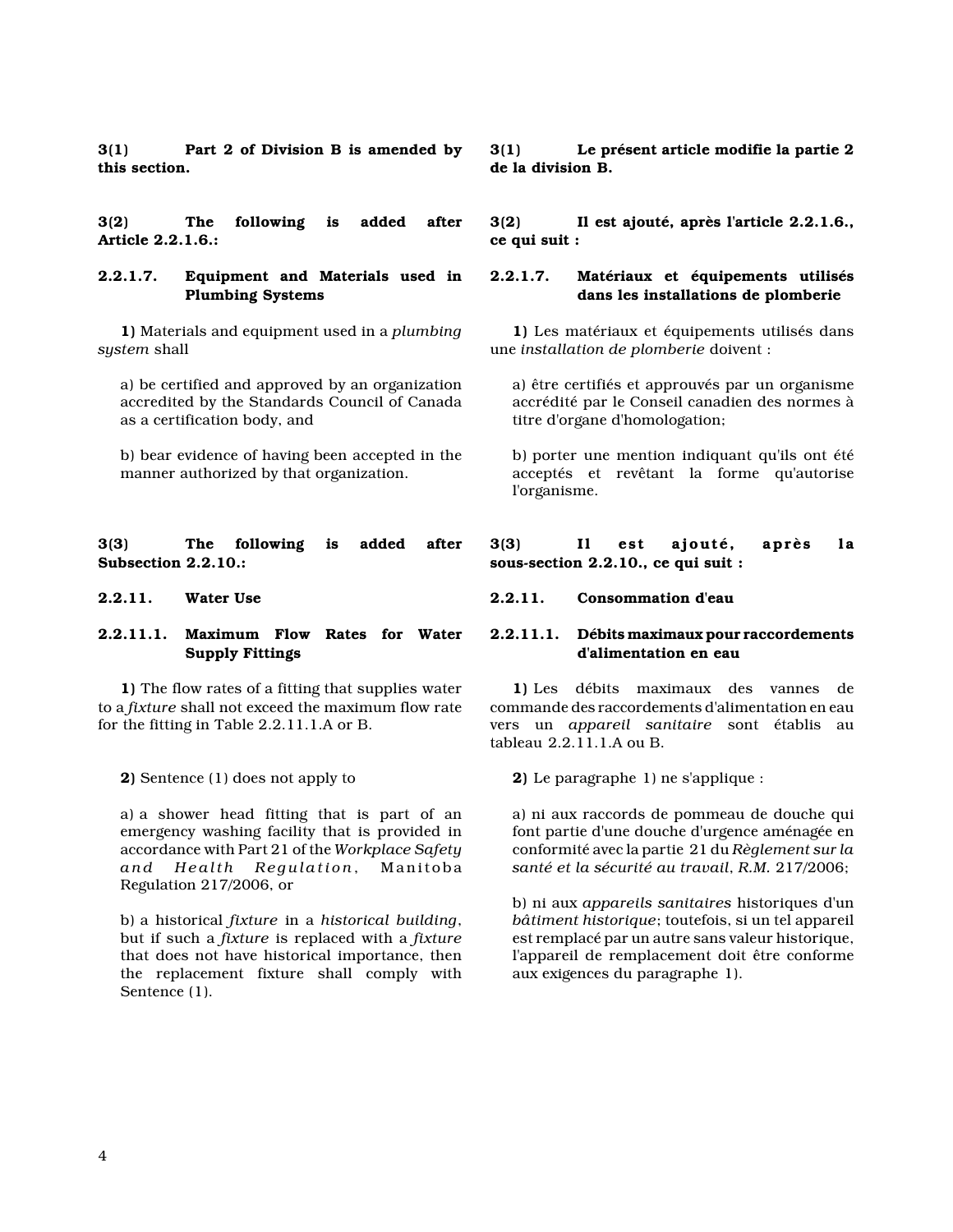**3(1) Part 2 of Division B is amended by this section.**

**3(2) The following is added after Article 2.2.1.6.:**

**2.2.1.7. Equipment and Materials used in Plumbing Systems**

**1)** Materials and equipment used in a *plumbing system* shall

a) be certified and approved by an organization accredited by the Standards Council of Canada as a certification body, and

b) bear evidence of having been accepted in the manner authorized by that organization.

**3(3) The following is added after Subsection 2.2.10.:**

**2.2.11. Water Use**

**2.2.11.1. Maximum Flow Rates for Water Supply Fittings**

**1)** The flow rates of a fitting that supplies water to a *fixture* shall not exceed the maximum flow rate for the fitting in Table 2.2.11.1.A or B.

**2)** Sentence (1) does not apply to

a) a shower head fitting that is part of an emergency washing facility that is provided in accordance with Part 21 of the *Workplace Safety and Health Regulation*, Manitoba Regulation 217/2006, or

b) a historical *fixture* in a *historical building*, but if such a *fixture* is replaced with a *fixture* that does not have historical importance, then the replacement fixture shall comply with Sentence (1).

**3(1) Le présent article modifie la partie 2 de la division B.**

**3(2) Il est ajouté, après l'article 2.2.1.6., ce qui suit :**

**2.2.1.7. Matériaux et équipements utilisés dans les installations de plomberie**

**1)** Les matériaux et équipements utilisés dans une *installation de plomberie* doivent :

a) être certifiés et approuvés par un organisme accrédité par le Conseil canadien des normes à titre d'organe d'homologation;

b) porter une mention indiquant qu'ils ont été acceptés et revêtant la forme qu'autorise l'organisme.

**3(3) Il est ajouté, après la sous-section 2.2.10., ce qui suit :**

**2.2.11. Consommation d'eau**

**2.2.11.1. Débits maximaux pour raccordements d'alimentation en eau**

**1)** Les débits maximaux des vannes de commande des raccordements d'alimentation en eau vers un *appareil sanitaire* sont établis au tableau 2.2.11.1.A ou B.

**2)** Le paragraphe 1) ne s'applique :

a) ni aux raccords de pommeau de douche qui font partie d'une douche d'urgence aménagée en conformité avec la partie 21 du *Règlement sur la santé et la sécurité au travail*, *R.M.* 217/2006;

b) ni aux *appareils sanitaires* historiques d'un *bâtiment historique*; toutefois, si un tel appareil est remplacé par un autre sans valeur historique, l'appareil de remplacement doit être conforme aux exigences du paragraphe 1).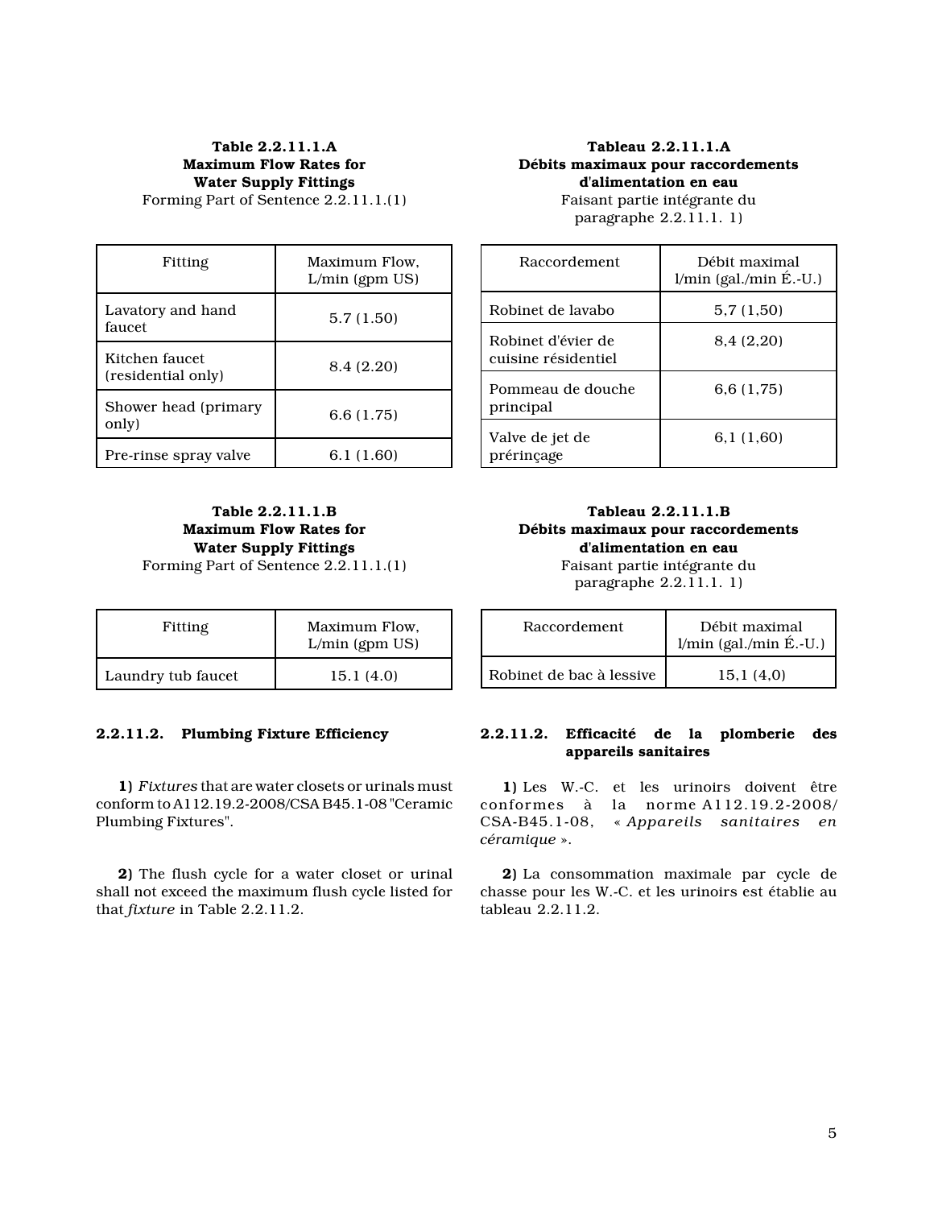**Table 2.2.11.1.A**
**Maximum Flow Rates for Water Supply Fittings**
Forming Part of Sentence 2.2.11.1.(1)

| Fitting | Maximum Flow, L/min (gpm US) |
| --- | --- |
| Lavatory and hand faucet | 5.7 (1.50) |
| Kitchen faucet (residential only) | 8.4 (2.20) |
| Shower head (primary only) | 6.6 (1.75) |
| Pre-rinse spray valve | 6.1 (1.60) |

**Tableau 2.2.11.1.A**
**Débits maximaux pour raccordements d'alimentation en eau**
Faisant partie intégrante du paragraphe 2.2.11.1. 1)

| Raccordement | Débit maximal l/min (gal./min É.-U.) |
| --- | --- |
| Robinet de lavabo | 5,7 (1,50) |
| Robinet d'évier de cuisine résidentiel | 8,4 (2,20) |
| Pommeau de douche principal | 6,6 (1,75) |
| Valve de jet de prérinçage | 6,1 (1,60) |

**Table 2.2.11.1.B**
**Maximum Flow Rates for Water Supply Fittings**
Forming Part of Sentence 2.2.11.1.(1)

| Fitting | Maximum Flow, L/min (gpm US) |
| --- | --- |
| Laundry tub faucet | 15.1 (4.0) |

**Tableau 2.2.11.1.B**
**Débits maximaux pour raccordements d'alimentation en eau**
Faisant partie intégrante du paragraphe 2.2.11.1. 1)

| Raccordement | Débit maximal l/min (gal./min É.-U.) |
| --- | --- |
| Robinet de bac à lessive | 15,1 (4,0) |

### 2.2.11.2. Plumbing Fixture Efficiency

**1)** *Fixtures* that are water closets or urinals must conform to A112.19.2-2008/CSA B45.1-08 "Ceramic Plumbing Fixtures".

**2)** The flush cycle for a water closet or urinal shall not exceed the maximum flush cycle listed for that *fixture* in Table 2.2.11.2.

### 2.2.11.2. Efficacité de la plomberie des appareils sanitaires

**1)** Les W.-C. et les urinoirs doivent être conformes à la norme A112.19.2-2008/CSA-B45.1-08, « *Appareils sanitaires en céramique* ».

**2)** La consommation maximale par cycle de chasse pour les W.-C. et les urinoirs est établie au tableau 2.2.11.2.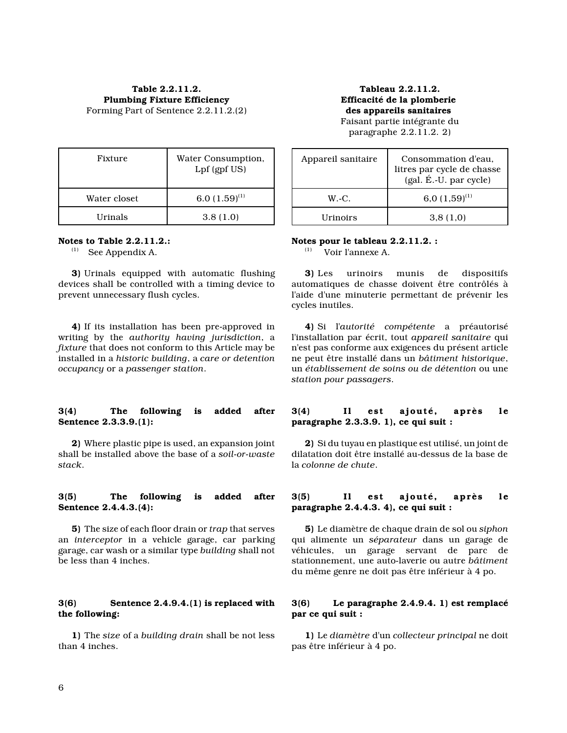**Table 2.2.11.2.**
**Plumbing Fixture Efficiency**
Forming Part of Sentence 2.2.11.2.(2)

| Fixture | Water Consumption, Lpf (gpf US) |
|---|---|
| Water closet | 6.0 (1.59)[1] |
| Urinals | 3.8 (1.0) |

**Notes to Table 2.2.11.2.:**
(1) See Appendix A.

**3)** Urinals equipped with automatic flushing devices shall be controlled with a timing device to prevent unnecessary flush cycles.

**4)** If its installation has been pre-approved in writing by the *authority having jurisdiction*, a *fixture* that does not conform to this Article may be installed in a *historic building*, a *care or detention occupancy* or a *passenger station*.

**3(4) The following is added after Sentence 2.3.3.9.(1):**

**2)** Where plastic pipe is used, an expansion joint shall be installed above the base of a *soil-or-waste stack*.

**3(5) The following is added after Sentence 2.4.4.3.(4):**

**5)** The size of each floor drain or *trap* that serves an *interceptor* in a vehicle garage, car parking garage, car wash or a similar type *building* shall not be less than 4 inches.

**3(6) Sentence 2.4.9.4.(1) is replaced with the following:**

**1)** The *size* of a *building drain* shall be not less than 4 inches.

**Tableau 2.2.11.2.**
**Efficacité de la plomberie des appareils sanitaires**
Faisant partie intégrante du paragraphe 2.2.11.2. 2)

| Appareil sanitaire | Consommation d'eau, litres par cycle de chasse (gal. É.-U. par cycle) |
|---|---|
| W.-C. | 6,0 (1,59)[1] |
| Urinoirs | 3,8 (1,0) |

**Notes pour le tableau 2.2.11.2. :**
(1) Voir l'annexe A.

**3)** Les urinoirs munis de dispositifs automatiques de chasse doivent être contrôlés à l'aide d'une minuterie permettant de prévenir les cycles inutiles.

**4)** Si l'*autorité compétente* a préautorisé l'installation par écrit, tout *appareil sanitaire* qui n'est pas conforme aux exigences du présent article ne peut être installé dans un *bâtiment historique*, un *établissement de soins ou de détention* ou une *station pour passagers*.

**3(4) Il est ajouté, après le paragraphe 2.3.3.9. 1), ce qui suit :**

**2)** Si du tuyau en plastique est utilisé, un joint de dilatation doit être installé au-dessus de la base de la *colonne de chute*.

**3(5) Il est ajouté, après le paragraphe 2.4.4.3. 4), ce qui suit :**

**5)** Le diamètre de chaque drain de sol ou *siphon* qui alimente un *séparateur* dans un garage de véhicules, un garage servant de parc de stationnement, une auto-laverie ou autre *bâtiment* du même genre ne doit pas être inférieur à 4 po.

**3(6) Le paragraphe 2.4.9.4. 1) est remplacé par ce qui suit :**

**1)** Le *diamètre* d'un *collecteur principal* ne doit pas être inférieur à 4 po.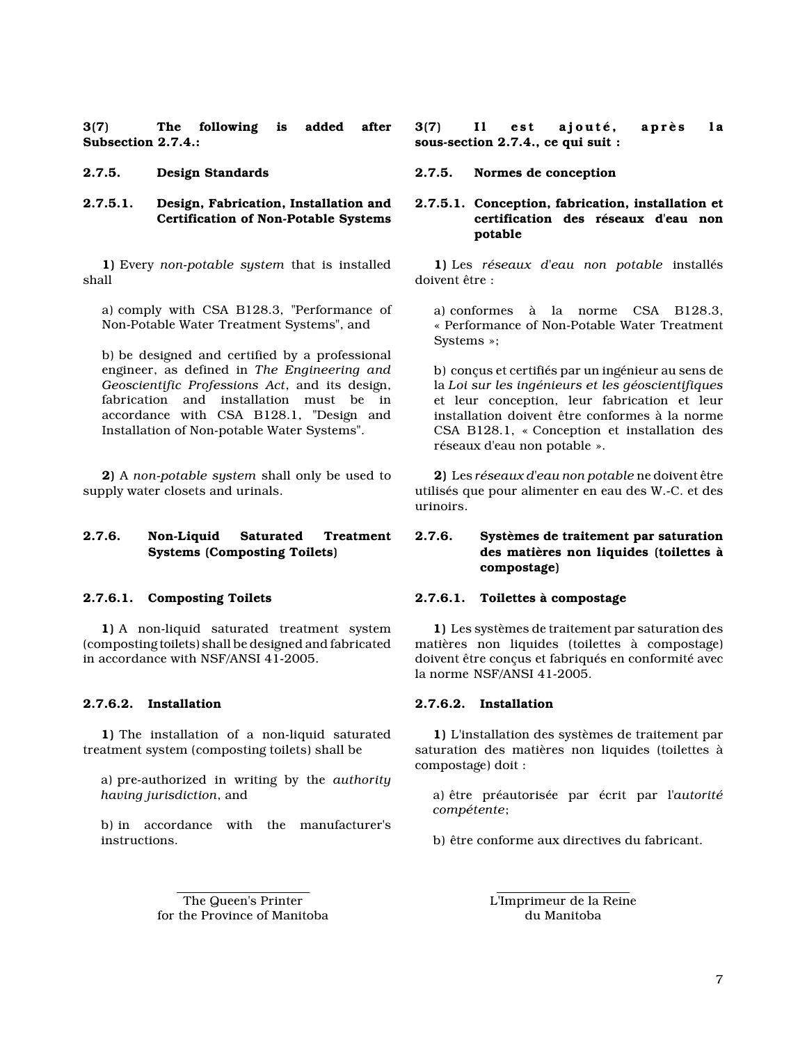**3(7) The following is added after Subsection 2.7.4.:**

**2.7.5. Design Standards**

**2.7.5.1. Design, Fabrication, Installation and Certification of Non-Potable Systems**

**1)** Every *non-potable system* that is installed shall

a) comply with CSA B128.3, "Performance of Non-Potable Water Treatment Systems", and

b) be designed and certified by a professional engineer, as defined in *The Engineering and Geoscientific Professions Act*, and its design, fabrication and installation must be in accordance with CSA B128.1, "Design and Installation of Non-potable Water Systems".

**2)** A *non-potable system* shall only be used to supply water closets and urinals.

**2.7.6. Non-Liquid Saturated Treatment Systems (Composting Toilets)**

**2.7.6.1. Composting Toilets**

**1)** A non-liquid saturated treatment system (composting toilets) shall be designed and fabricated in accordance with NSF/ANSI 41-2005.

**2.7.6.2. Installation**

**1)** The installation of a non-liquid saturated treatment system (composting toilets) shall be

a) pre-authorized in writing by the *authority having jurisdiction*, and

b) in accordance with the manufacturer's instructions.

The Queen's Printer
for the Province of Manitoba

**3(7) Il est ajouté, après la sous-section 2.7.4., ce qui suit :**

**2.7.5. Normes de conception**

**2.7.5.1. Conception, fabrication, installation et certification des réseaux d'eau non potable**

**1)** Les *réseaux d'eau non potable* installés doivent être :

a) conformes à la norme CSA B128.3, « Performance of Non-Potable Water Treatment Systems »;

b) conçus et certifiés par un ingénieur au sens de la *Loi sur les ingénieurs et les géoscientifiques* et leur conception, leur fabrication et leur installation doivent être conformes à la norme CSA B128.1, « Conception et installation des réseaux d'eau non potable ».

**2)** Les *réseaux d'eau non potable* ne doivent être utilisés que pour alimenter en eau des W.-C. et des urinoirs.

**2.7.6. Systèmes de traitement par saturation des matières non liquides (toilettes à compostage)**

**2.7.6.1. Toilettes à compostage**

**1)** Les systèmes de traitement par saturation des matières non liquides (toilettes à compostage) doivent être conçus et fabriqués en conformité avec la norme NSF/ANSI 41-2005.

**2.7.6.2. Installation**

**1)** L'installation des systèmes de traitement par saturation des matières non liquides (toilettes à compostage) doit :

a) être préautorisée par écrit par l'*autorité compétente*;

b) être conforme aux directives du fabricant.

L'Imprimeur de la Reine
du Manitoba